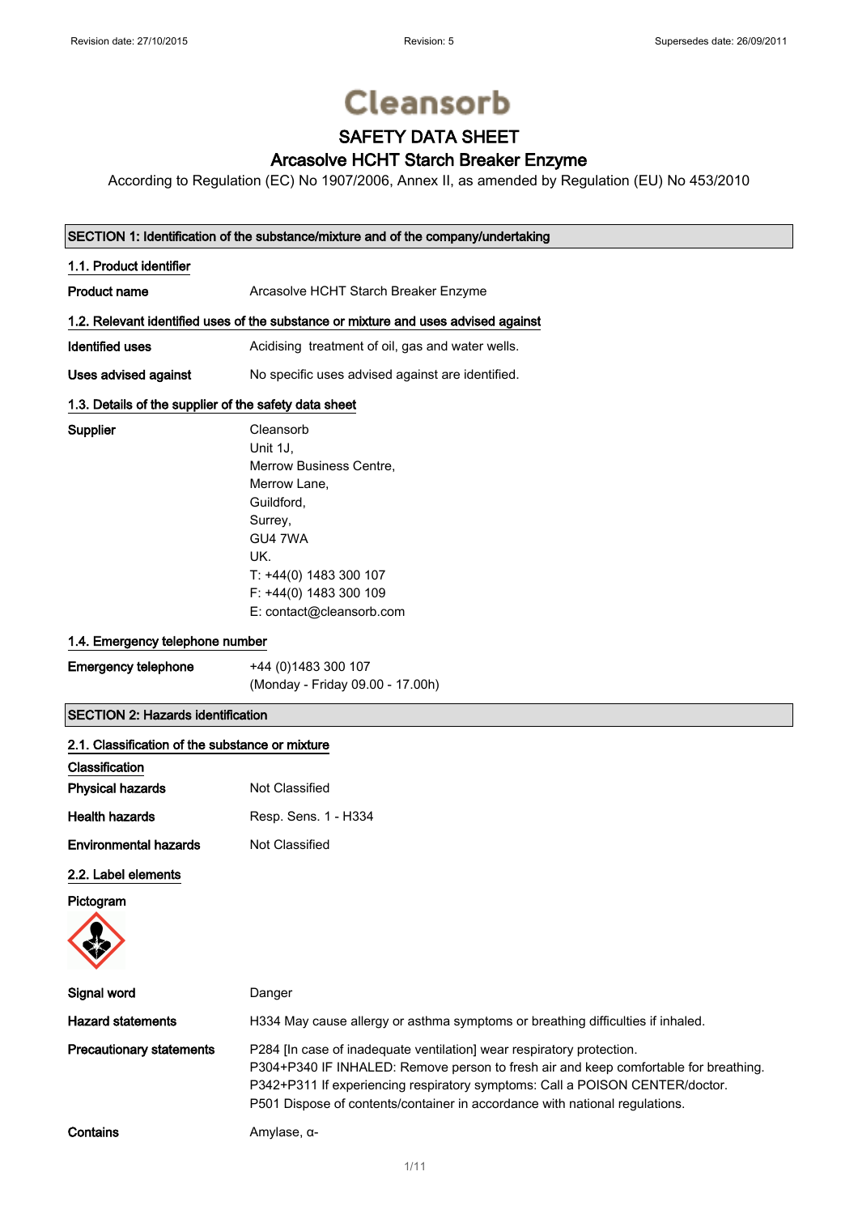Revision date: 27/10/2015 | Revision: 5 | Supersedes date: 26/09/2011

# Cleansorb

## SAFETY DATA SHEET

## Arcasolve HCHT Starch Breaker Enzyme

According to Regulation (EC) No 1907/2006, Annex II, as amended by Regulation (EU) No 453/2010

### SECTION 1: Identification of the substance/mixture and of the company/undertaking

#### 1.1. Product identifier

**Product name** Arcasolve HCHT Starch Breaker Enzyme

#### 1.2. Relevant identified uses of the substance or mixture and uses advised against

**Identified uses** Acidising treatment of oil, gas and water wells.

**Uses advised against** No specific uses advised against are identified.

#### 1.3. Details of the supplier of the safety data sheet

**Supplier**
Cleansorb
Unit 1J,
Merrow Business Centre,
Merrow Lane,
Guildford,
Surrey,
GU4 7WA
UK.
T: +44(0) 1483 300 107
F: +44(0) 1483 300 109
E: contact@cleansorb.com

#### 1.4. Emergency telephone number

**Emergency telephone** +44 (0)1483 300 107
(Monday - Friday 09.00 - 17.00h)

### SECTION 2: Hazards identification

#### 2.1. Classification of the substance or mixture

**Classification**

**Physical hazards** Not Classified

**Health hazards** Resp. Sens. 1 - H334

**Environmental hazards** Not Classified

#### 2.2. Label elements

**Pictogram**

**Signal word** Danger

**Hazard statements** H334 May cause allergy or asthma symptoms or breathing difficulties if inhaled.

**Precautionary statements**
P284 [In case of inadequate ventilation] wear respiratory protection.
P304+P340 IF INHALED: Remove person to fresh air and keep comfortable for breathing.
P342+P311 If experiencing respiratory symptoms: Call a POISON CENTER/doctor.
P501 Dispose of contents/container in accordance with national regulations.

**Contains** Amylase, α-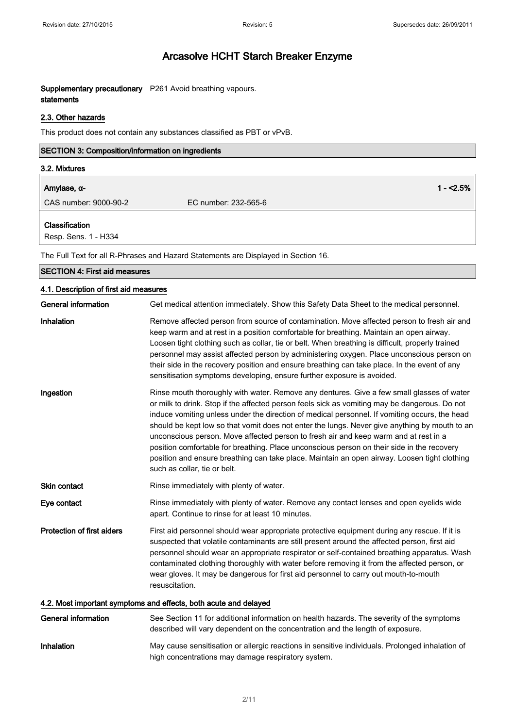**Supplementary precautionary statements** P261 Avoid breathing vapours.

### 2.3. Other hazards

This product does not contain any substances classified as PBT or vPvB.

## SECTION 3: Composition/information on ingredients

### 3.2. Mixtures

| Amylase, α- | | 1 - <2.5% |
|---|---|---|
| CAS number: 9000-90-2 | EC number: 232-565-6 | |
| **Classification** | | |
| Resp. Sens. 1 - H334 | | |

The Full Text for all R-Phrases and Hazard Statements are Displayed in Section 16.

## SECTION 4: First aid measures

### 4.1. Description of first aid measures

**General information** Get medical attention immediately. Show this Safety Data Sheet to the medical personnel.

**Inhalation** Remove affected person from source of contamination. Move affected person to fresh air and keep warm and at rest in a position comfortable for breathing. Maintain an open airway. Loosen tight clothing such as collar, tie or belt. When breathing is difficult, properly trained personnel may assist affected person by administering oxygen. Place unconscious person on their side in the recovery position and ensure breathing can take place. In the event of any sensitisation symptoms developing, ensure further exposure is avoided.

**Ingestion** Rinse mouth thoroughly with water. Remove any dentures. Give a few small glasses of water or milk to drink. Stop if the affected person feels sick as vomiting may be dangerous. Do not induce vomiting unless under the direction of medical personnel. If vomiting occurs, the head should be kept low so that vomit does not enter the lungs. Never give anything by mouth to an unconscious person. Move affected person to fresh air and keep warm and at rest in a position comfortable for breathing. Place unconscious person on their side in the recovery position and ensure breathing can take place. Maintain an open airway. Loosen tight clothing such as collar, tie or belt.

**Skin contact** Rinse immediately with plenty of water.

**Eye contact** Rinse immediately with plenty of water. Remove any contact lenses and open eyelids wide apart. Continue to rinse for at least 10 minutes.

**Protection of first aiders** First aid personnel should wear appropriate protective equipment during any rescue. If it is suspected that volatile contaminants are still present around the affected person, first aid personnel should wear an appropriate respirator or self-contained breathing apparatus. Wash contaminated clothing thoroughly with water before removing it from the affected person, or wear gloves. It may be dangerous for first aid personnel to carry out mouth-to-mouth resuscitation.

### 4.2. Most important symptoms and effects, both acute and delayed

**General information** See Section 11 for additional information on health hazards. The severity of the symptoms described will vary dependent on the concentration and the length of exposure.

**Inhalation** May cause sensitisation or allergic reactions in sensitive individuals. Prolonged inhalation of high concentrations may damage respiratory system.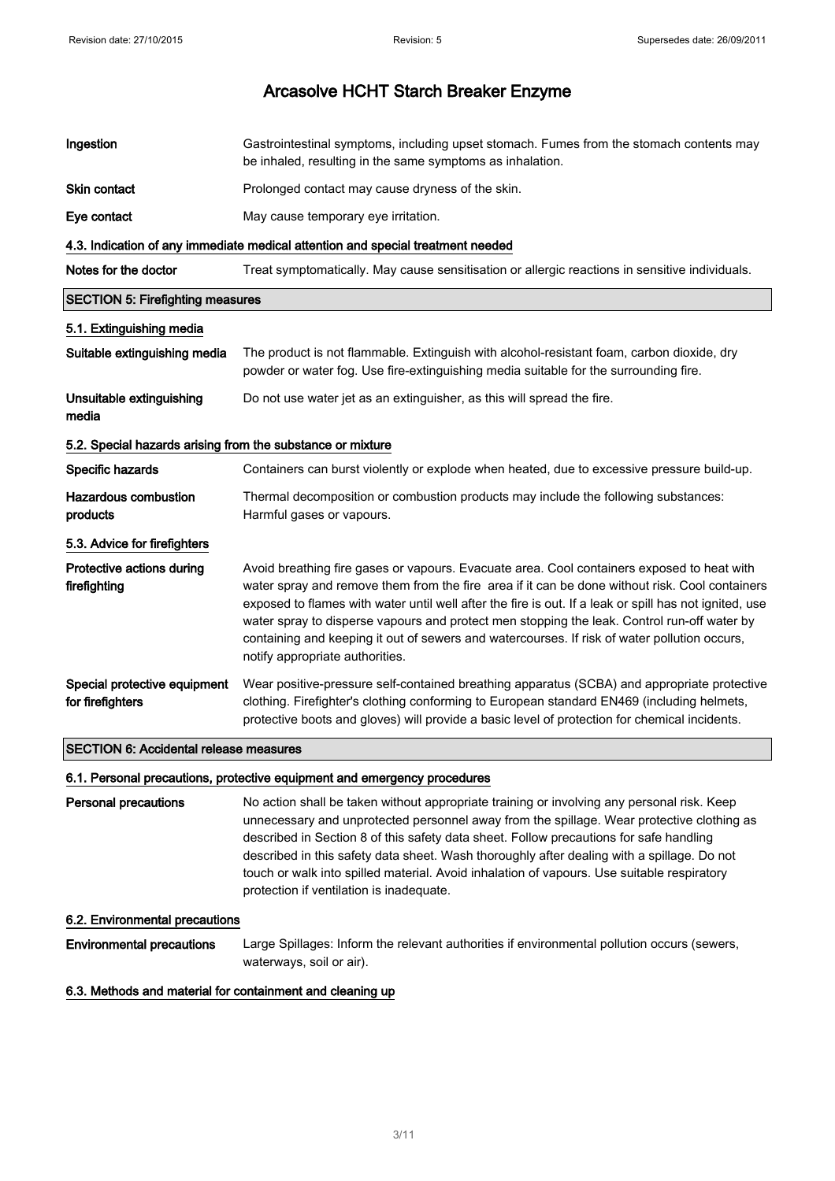| | |
|---|---|
| **Ingestion** | Gastrointestinal symptoms, including upset stomach. Fumes from the stomach contents may be inhaled, resulting in the same symptoms as inhalation. |
| **Skin contact** | Prolonged contact may cause dryness of the skin. |
| **Eye contact** | May cause temporary eye irritation. |

#### 4.3. Indication of any immediate medical attention and special treatment needed

| | |
|---|---|
| **Notes for the doctor** | Treat symptomatically. May cause sensitisation or allergic reactions in sensitive individuals. |

## SECTION 5: Firefighting measures

#### 5.1. Extinguishing media

| | |
|---|---|
| **Suitable extinguishing media** | The product is not flammable. Extinguish with alcohol-resistant foam, carbon dioxide, dry powder or water fog. Use fire-extinguishing media suitable for the surrounding fire. |
| **Unsuitable extinguishing media** | Do not use water jet as an extinguisher, as this will spread the fire. |

#### 5.2. Special hazards arising from the substance or mixture

| | |
|---|---|
| **Specific hazards** | Containers can burst violently or explode when heated, due to excessive pressure build-up. |
| **Hazardous combustion products** | Thermal decomposition or combustion products may include the following substances: Harmful gases or vapours. |

#### 5.3. Advice for firefighters

| | |
|---|---|
| **Protective actions during firefighting** | Avoid breathing fire gases or vapours. Evacuate area. Cool containers exposed to heat with water spray and remove them from the fire area if it can be done without risk. Cool containers exposed to flames with water until well after the fire is out. If a leak or spill has not ignited, use water spray to disperse vapours and protect men stopping the leak. Control run-off water by containing and keeping it out of sewers and watercourses. If risk of water pollution occurs, notify appropriate authorities. |
| **Special protective equipment for firefighters** | Wear positive-pressure self-contained breathing apparatus (SCBA) and appropriate protective clothing. Firefighter's clothing conforming to European standard EN469 (including helmets, protective boots and gloves) will provide a basic level of protection for chemical incidents. |

## SECTION 6: Accidental release measures

#### 6.1. Personal precautions, protective equipment and emergency procedures

| | |
|---|---|
| **Personal precautions** | No action shall be taken without appropriate training or involving any personal risk. Keep unnecessary and unprotected personnel away from the spillage. Wear protective clothing as described in Section 8 of this safety data sheet. Follow precautions for safe handling described in this safety data sheet. Wash thoroughly after dealing with a spillage. Do not touch or walk into spilled material. Avoid inhalation of vapours. Use suitable respiratory protection if ventilation is inadequate. |

#### 6.2. Environmental precautions

| | |
|---|---|
| **Environmental precautions** | Large Spillages: Inform the relevant authorities if environmental pollution occurs (sewers, waterways, soil or air). |

#### 6.3. Methods and material for containment and cleaning up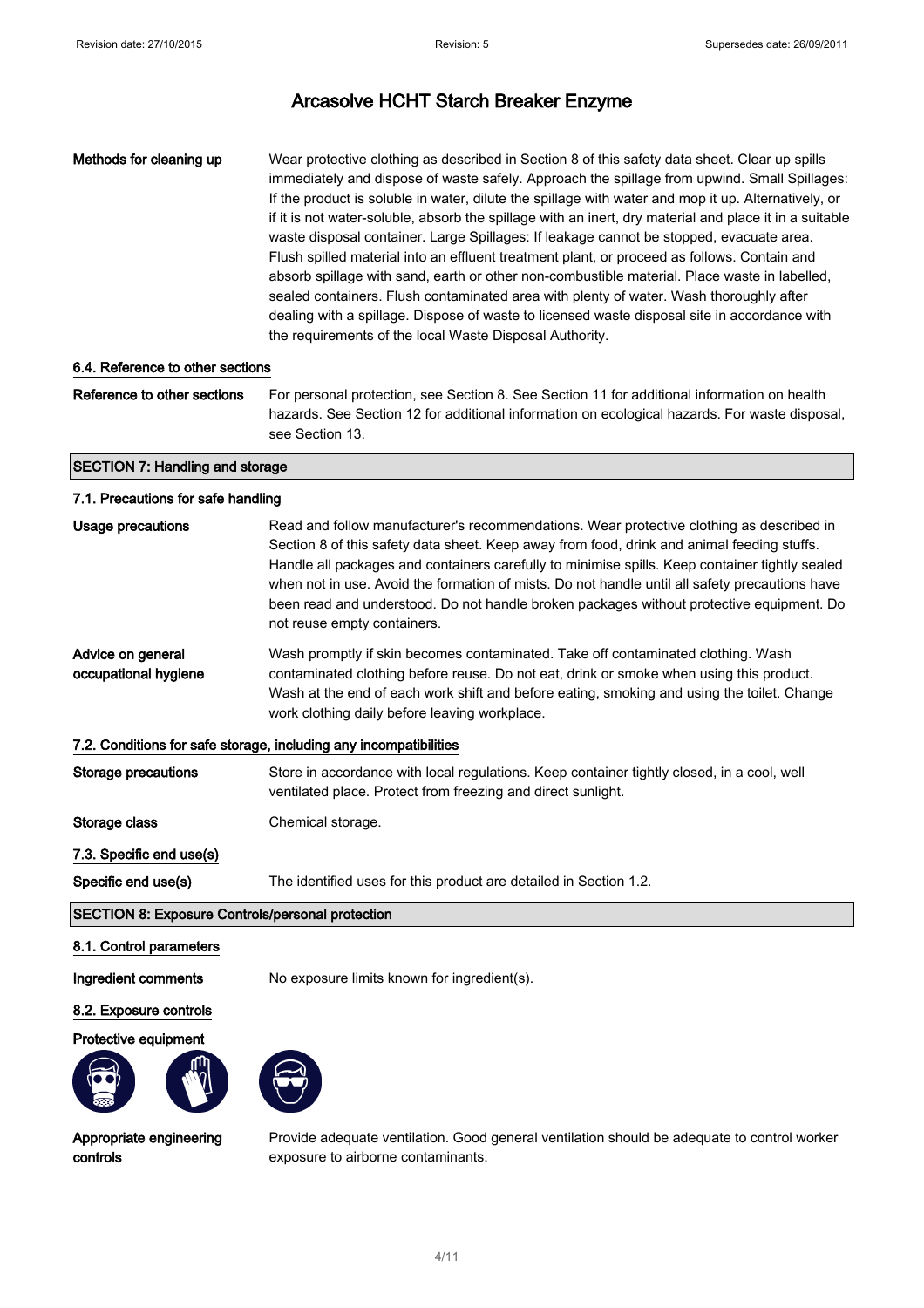**Methods for cleaning up** Wear protective clothing as described in Section 8 of this safety data sheet. Clear up spills immediately and dispose of waste safely. Approach the spillage from upwind. Small Spillages: If the product is soluble in water, dilute the spillage with water and mop it up. Alternatively, or if it is not water-soluble, absorb the spillage with an inert, dry material and place it in a suitable waste disposal container. Large Spillages: If leakage cannot be stopped, evacuate area. Flush spilled material into an effluent treatment plant, or proceed as follows. Contain and absorb spillage with sand, earth or other non-combustible material. Place waste in labelled, sealed containers. Flush contaminated area with plenty of water. Wash thoroughly after dealing with a spillage. Dispose of waste to licensed waste disposal site in accordance with the requirements of the local Waste Disposal Authority.

### 6.4. Reference to other sections

**Reference to other sections** For personal protection, see Section 8. See Section 11 for additional information on health hazards. See Section 12 for additional information on ecological hazards. For waste disposal, see Section 13.

## SECTION 7: Handling and storage

### 7.1. Precautions for safe handling

**Usage precautions** Read and follow manufacturer's recommendations. Wear protective clothing as described in Section 8 of this safety data sheet. Keep away from food, drink and animal feeding stuffs. Handle all packages and containers carefully to minimise spills. Keep container tightly sealed when not in use. Avoid the formation of mists. Do not handle until all safety precautions have been read and understood. Do not handle broken packages without protective equipment. Do not reuse empty containers.

**Advice on general occupational hygiene** Wash promptly if skin becomes contaminated. Take off contaminated clothing. Wash contaminated clothing before reuse. Do not eat, drink or smoke when using this product. Wash at the end of each work shift and before eating, smoking and using the toilet. Change work clothing daily before leaving workplace.

### 7.2. Conditions for safe storage, including any incompatibilities

**Storage precautions** Store in accordance with local regulations. Keep container tightly closed, in a cool, well ventilated place. Protect from freezing and direct sunlight.

**Storage class** Chemical storage.

### 7.3. Specific end use(s)

**Specific end use(s)** The identified uses for this product are detailed in Section 1.2.

## SECTION 8: Exposure Controls/personal protection

### 8.1. Control parameters

**Ingredient comments** No exposure limits known for ingredient(s).

### 8.2. Exposure controls

**Protective equipment**

**Appropriate engineering controls** Provide adequate ventilation. Good general ventilation should be adequate to control worker exposure to airborne contaminants.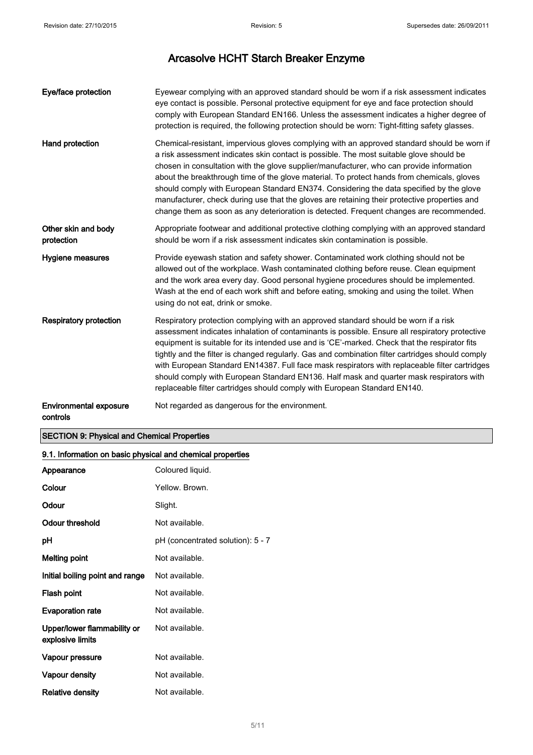# Arcasolve HCHT Starch Breaker Enzyme

| | |
|---|---|
| **Eye/face protection** | Eyewear complying with an approved standard should be worn if a risk assessment indicates eye contact is possible. Personal protective equipment for eye and face protection should comply with European Standard EN166. Unless the assessment indicates a higher degree of protection is required, the following protection should be worn: Tight-fitting safety glasses. |
| **Hand protection** | Chemical-resistant, impervious gloves complying with an approved standard should be worn if a risk assessment indicates skin contact is possible. The most suitable glove should be chosen in consultation with the glove supplier/manufacturer, who can provide information about the breakthrough time of the glove material. To protect hands from chemicals, gloves should comply with European Standard EN374. Considering the data specified by the glove manufacturer, check during use that the gloves are retaining their protective properties and change them as soon as any deterioration is detected. Frequent changes are recommended. |
| **Other skin and body protection** | Appropriate footwear and additional protective clothing complying with an approved standard should be worn if a risk assessment indicates skin contamination is possible. |
| **Hygiene measures** | Provide eyewash station and safety shower. Contaminated work clothing should not be allowed out of the workplace. Wash contaminated clothing before reuse. Clean equipment and the work area every day. Good personal hygiene procedures should be implemented. Wash at the end of each work shift and before eating, smoking and using the toilet. When using do not eat, drink or smoke. |
| **Respiratory protection** | Respiratory protection complying with an approved standard should be worn if a risk assessment indicates inhalation of contaminants is possible. Ensure all respiratory protective equipment is suitable for its intended use and is 'CE'-marked. Check that the respirator fits tightly and the filter is changed regularly. Gas and combination filter cartridges should comply with European Standard EN14387. Full face mask respirators with replaceable filter cartridges should comply with European Standard EN136. Half mask and quarter mask respirators with replaceable filter cartridges should comply with European Standard EN140. |
| **Environmental exposure controls** | Not regarded as dangerous for the environment. |

## SECTION 9: Physical and Chemical Properties

### 9.1. Information on basic physical and chemical properties

| | |
|---|---|
| **Appearance** | Coloured liquid. |
| **Colour** | Yellow. Brown. |
| **Odour** | Slight. |
| **Odour threshold** | Not available. |
| **pH** | pH (concentrated solution): 5 - 7 |
| **Melting point** | Not available. |
| **Initial boiling point and range** | Not available. |
| **Flash point** | Not available. |
| **Evaporation rate** | Not available. |
| **Upper/lower flammability or explosive limits** | Not available. |
| **Vapour pressure** | Not available. |
| **Vapour density** | Not available. |
| **Relative density** | Not available. |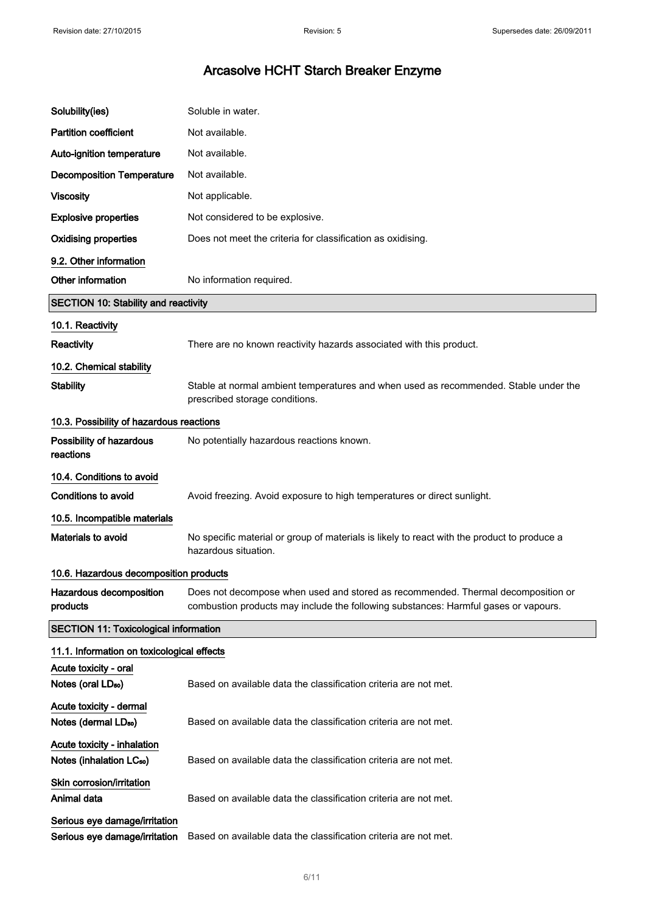| | |
|---|---|
| **Solubility(ies)** | Soluble in water. |
| **Partition coefficient** | Not available. |
| **Auto-ignition temperature** | Not available. |
| **Decomposition Temperature** | Not available. |
| **Viscosity** | Not applicable. |
| **Explosive properties** | Not considered to be explosive. |
| **Oxidising properties** | Does not meet the criteria for classification as oxidising. |

### 9.2. Other information

| | |
|---|---|
| **Other information** | No information required. |

## SECTION 10: Stability and reactivity

### 10.1. Reactivity

| | |
|---|---|
| **Reactivity** | There are no known reactivity hazards associated with this product. |

### 10.2. Chemical stability

| | |
|---|---|
| **Stability** | Stable at normal ambient temperatures and when used as recommended. Stable under the prescribed storage conditions. |

### 10.3. Possibility of hazardous reactions

| | |
|---|---|
| **Possibility of hazardous reactions** | No potentially hazardous reactions known. |

### 10.4. Conditions to avoid

| | |
|---|---|
| **Conditions to avoid** | Avoid freezing. Avoid exposure to high temperatures or direct sunlight. |

### 10.5. Incompatible materials

| | |
|---|---|
| **Materials to avoid** | No specific material or group of materials is likely to react with the product to produce a hazardous situation. |

### 10.6. Hazardous decomposition products

| | |
|---|---|
| **Hazardous decomposition products** | Does not decompose when used and stored as recommended. Thermal decomposition or combustion products may include the following substances: Harmful gases or vapours. |

## SECTION 11: Toxicological information

### 11.1. Information on toxicological effects

**Acute toxicity - oral**

| | |
|---|---|
| **Notes (oral $LD_{50}$)** | Based on available data the classification criteria are not met. |

**Acute toxicity - dermal**

| | |
|---|---|
| **Notes (dermal $LD_{50}$)** | Based on available data the classification criteria are not met. |

**Acute toxicity - inhalation**

| | |
|---|---|
| **Notes (inhalation $LC_{50}$)** | Based on available data the classification criteria are not met. |

**Skin corrosion/irritation**

| | |
|---|---|
| **Animal data** | Based on available data the classification criteria are not met. |

**Serious eye damage/irritation**

| | |
|---|---|
| **Serious eye damage/irritation** | Based on available data the classification criteria are not met. |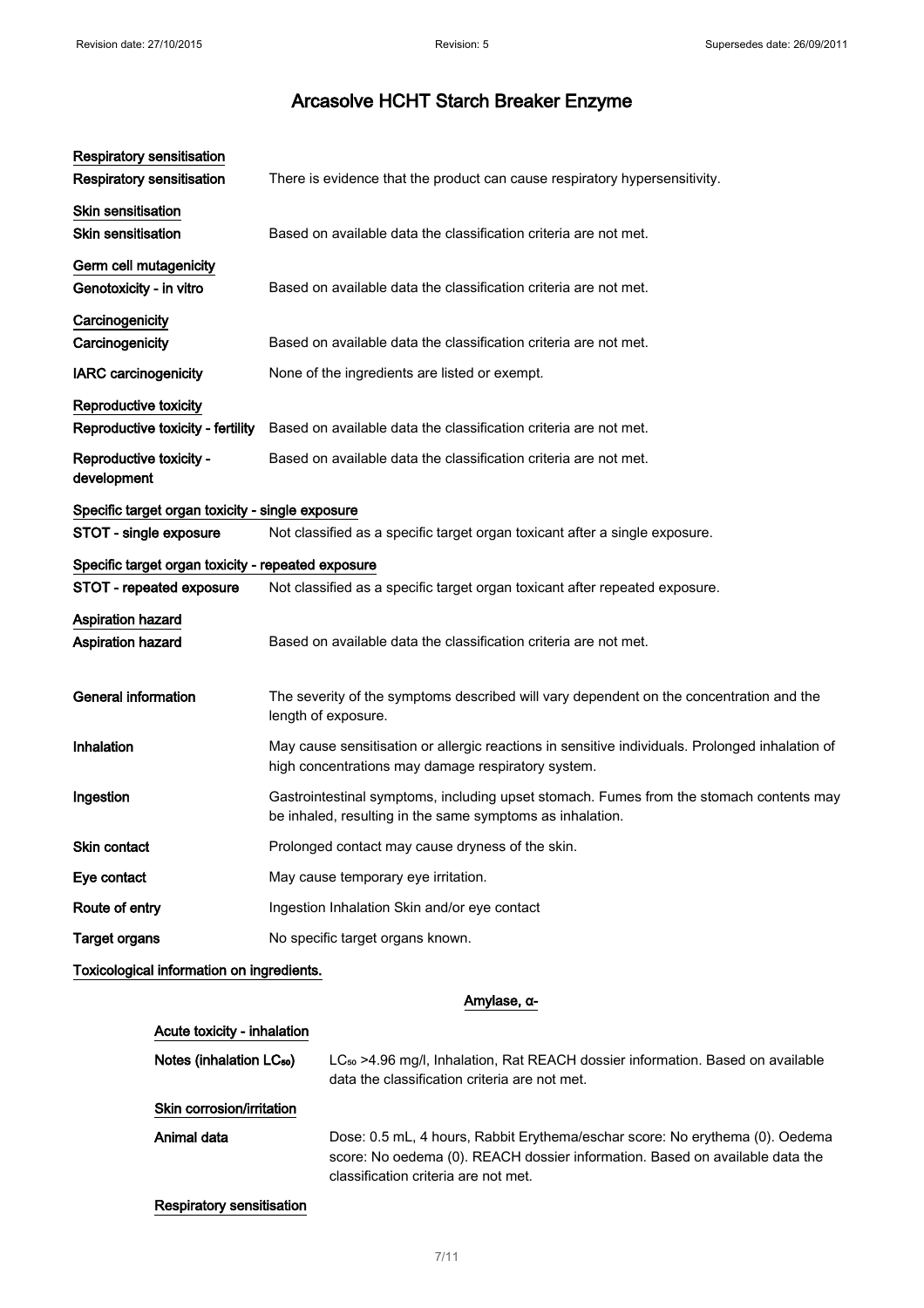# Arcasolve HCHT Starch Breaker Enzyme

**Respiratory sensitisation**

| | |
|---|---|
| **Respiratory sensitisation** | There is evidence that the product can cause respiratory hypersensitivity. |

**Skin sensitisation**

| | |
|---|---|
| **Skin sensitisation** | Based on available data the classification criteria are not met. |

**Germ cell mutagenicity**

| | |
|---|---|
| **Genotoxicity - in vitro** | Based on available data the classification criteria are not met. |

**Carcinogenicity**

| | |
|---|---|
| **Carcinogenicity** | Based on available data the classification criteria are not met. |
| **IARC carcinogenicity** | None of the ingredients are listed or exempt. |

**Reproductive toxicity**

| | |
|---|---|
| **Reproductive toxicity - fertility** | Based on available data the classification criteria are not met. |
| **Reproductive toxicity - development** | Based on available data the classification criteria are not met. |

**Specific target organ toxicity - single exposure**

| | |
|---|---|
| **STOT - single exposure** | Not classified as a specific target organ toxicant after a single exposure. |

**Specific target organ toxicity - repeated exposure**

| | |
|---|---|
| **STOT - repeated exposure** | Not classified as a specific target organ toxicant after repeated exposure. |

**Aspiration hazard**

| | |
|---|---|
| **Aspiration hazard** | Based on available data the classification criteria are not met. |

| | |
|---|---|
| **General information** | The severity of the symptoms described will vary dependent on the concentration and the length of exposure. |
| **Inhalation** | May cause sensitisation or allergic reactions in sensitive individuals. Prolonged inhalation of high concentrations may damage respiratory system. |
| **Ingestion** | Gastrointestinal symptoms, including upset stomach. Fumes from the stomach contents may be inhaled, resulting in the same symptoms as inhalation. |
| **Skin contact** | Prolonged contact may cause dryness of the skin. |
| **Eye contact** | May cause temporary eye irritation. |
| **Route of entry** | Ingestion Inhalation Skin and/or eye contact |
| **Target organs** | No specific target organs known. |

**Toxicological information on ingredients.**

**Amylase, α-**

**Acute toxicity - inhalation**

| | |
|---|---|
| **Notes (inhalation $LC_{50}$)** | $LC_{50}$ >4.96 mg/l, Inhalation, Rat REACH dossier information. Based on available data the classification criteria are not met. |

**Skin corrosion/irritation**

| | |
|---|---|
| **Animal data** | Dose: 0.5 mL, 4 hours, Rabbit Erythema/eschar score: No erythema (0). Oedema score: No oedema (0). REACH dossier information. Based on available data the classification criteria are not met. |

**Respiratory sensitisation**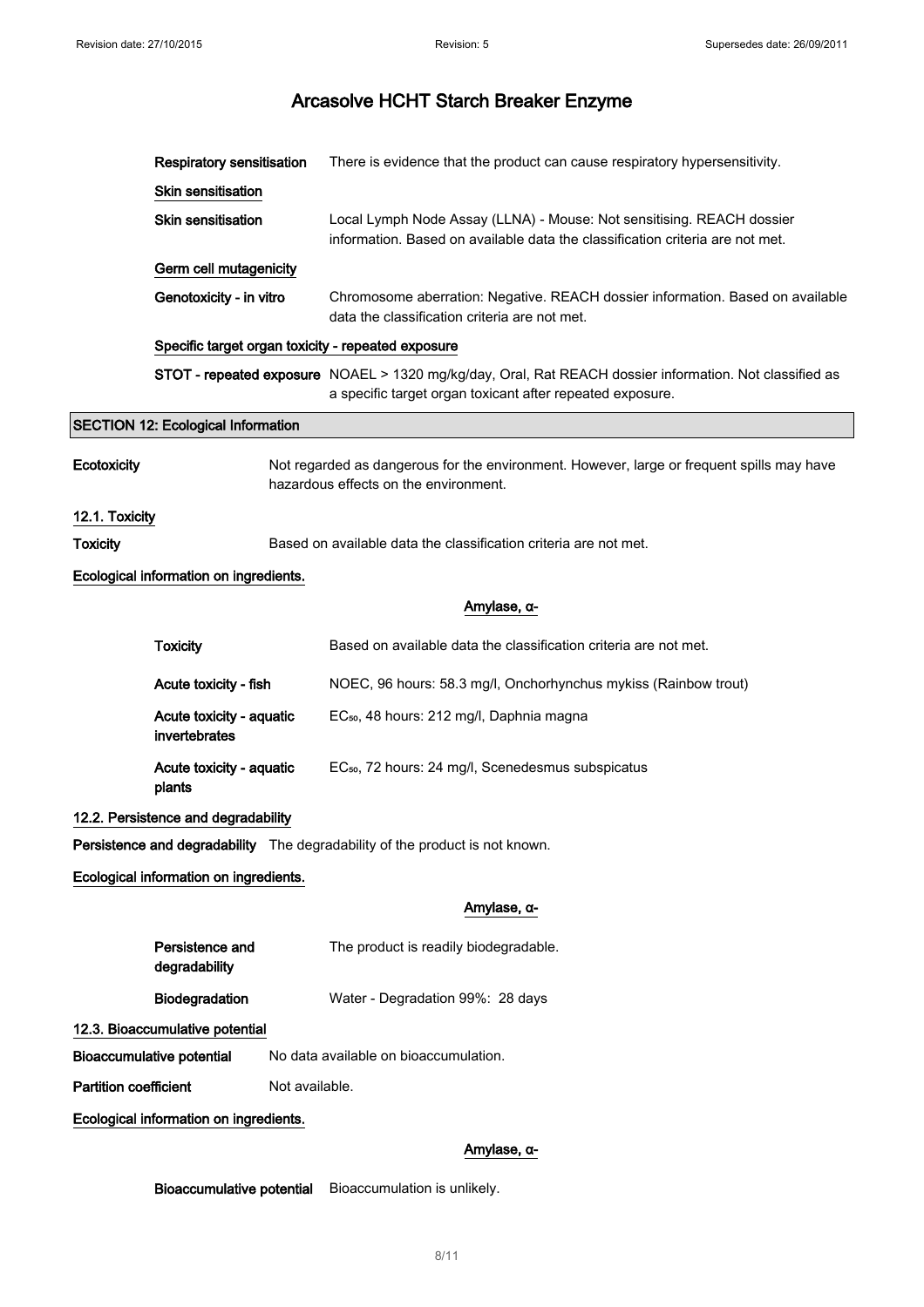| | |
|---|---|
| **Respiratory sensitisation** | There is evidence that the product can cause respiratory hypersensitivity. |

**Skin sensitisation**

| | |
|---|---|
| **Skin sensitisation** | Local Lymph Node Assay (LLNA) - Mouse: Not sensitising. REACH dossier information. Based on available data the classification criteria are not met. |

**Germ cell mutagenicity**

| | |
|---|---|
| **Genotoxicity - in vitro** | Chromosome aberration: Negative. REACH dossier information. Based on available data the classification criteria are not met. |

**Specific target organ toxicity - repeated exposure**

| | |
|---|---|
| **STOT - repeated exposure** | NOAEL > 1320 mg/kg/day, Oral, Rat REACH dossier information. Not classified as a specific target organ toxicant after repeated exposure. |

## SECTION 12: Ecological Information

**Ecotoxicity** Not regarded as dangerous for the environment. However, large or frequent spills may have hazardous effects on the environment.

### 12.1. Toxicity

**Toxicity** Based on available data the classification criteria are not met.

**Ecological information on ingredients.**

**Amylase, α-**

| | |
|---|---|
| **Toxicity** | Based on available data the classification criteria are not met. |
| **Acute toxicity - fish** | NOEC, 96 hours: 58.3 mg/l, Onchorhynchus mykiss (Rainbow trout) |
| **Acute toxicity - aquatic invertebrates** | $EC_{50}$, 48 hours: 212 mg/l, Daphnia magna |
| **Acute toxicity - aquatic plants** | $EC_{50}$, 72 hours: 24 mg/l, Scenedesmus subspicatus |

### 12.2. Persistence and degradability

**Persistence and degradability** The degradability of the product is not known.

**Ecological information on ingredients.**

**Amylase, α-**

| | |
|---|---|
| **Persistence and degradability** | The product is readily biodegradable. |
| **Biodegradation** | Water - Degradation 99%: 28 days |

### 12.3. Bioaccumulative potential

**Bioaccumulative potential** No data available on bioaccumulation.

**Partition coefficient** Not available.

**Ecological information on ingredients.**

**Amylase, α-**

**Bioaccumulative potential** Bioaccumulation is unlikely.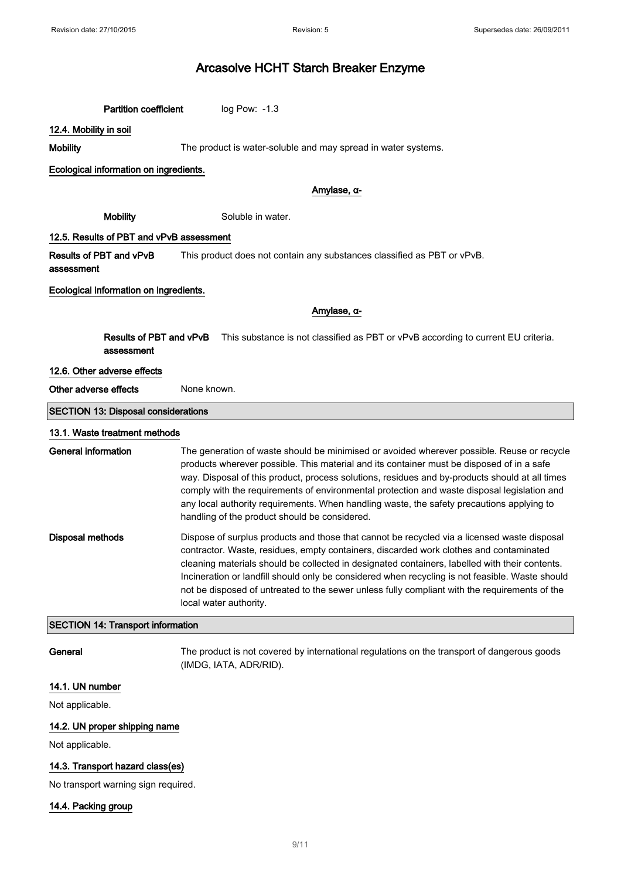# Arcasolve HCHT Starch Breaker Enzyme

**Partition coefficient** log Pow: -1.3

### 12.4. Mobility in soil

**Mobility** The product is water-soluble and may spread in water systems.

**Ecological information on ingredients.**

**Amylase, α-**

**Mobility** Soluble in water.

### 12.5. Results of PBT and vPvB assessment

**Results of PBT and vPvB assessment** This product does not contain any substances classified as PBT or vPvB.

**Ecological information on ingredients.**

**Amylase, α-**

**Results of PBT and vPvB assessment** This substance is not classified as PBT or vPvB according to current EU criteria.

### 12.6. Other adverse effects

**Other adverse effects** None known.

## SECTION 13: Disposal considerations

### 13.1. Waste treatment methods

**General information** The generation of waste should be minimised or avoided wherever possible. Reuse or recycle products wherever possible. This material and its container must be disposed of in a safe way. Disposal of this product, process solutions, residues and by-products should at all times comply with the requirements of environmental protection and waste disposal legislation and any local authority requirements. When handling waste, the safety precautions applying to handling of the product should be considered.

**Disposal methods** Dispose of surplus products and those that cannot be recycled via a licensed waste disposal contractor. Waste, residues, empty containers, discarded work clothes and contaminated cleaning materials should be collected in designated containers, labelled with their contents. Incineration or landfill should only be considered when recycling is not feasible. Waste should not be disposed of untreated to the sewer unless fully compliant with the requirements of the local water authority.

## SECTION 14: Transport information

**General** The product is not covered by international regulations on the transport of dangerous goods (IMDG, IATA, ADR/RID).

### 14.1. UN number

Not applicable.

### 14.2. UN proper shipping name

Not applicable.

### 14.3. Transport hazard class(es)

No transport warning sign required.

### 14.4. Packing group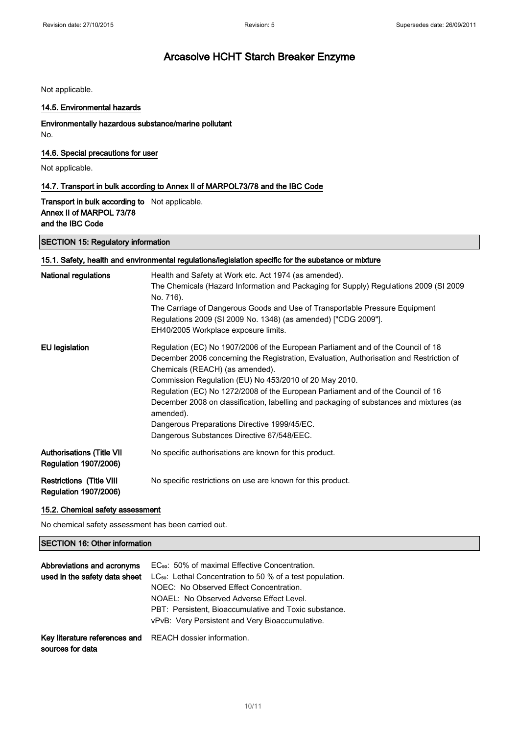Not applicable.

### 14.5. Environmental hazards

**Environmentally hazardous substance/marine pollutant**

No.

### 14.6. Special precautions for user

Not applicable.

### 14.7. Transport in bulk according to Annex II of MARPOL73/78 and the IBC Code

| | |
|---|---|
| **Transport in bulk according to Annex II of MARPOL 73/78 and the IBC Code** | Not applicable. |

## SECTION 15: Regulatory information

### 15.1. Safety, health and environmental regulations/legislation specific for the substance or mixture

| | |
|---|---|
| **National regulations** | Health and Safety at Work etc. Act 1974 (as amended).<br>The Chemicals (Hazard Information and Packaging for Supply) Regulations 2009 (SI 2009 No. 716).<br>The Carriage of Dangerous Goods and Use of Transportable Pressure Equipment Regulations 2009 (SI 2009 No. 1348) (as amended) ["CDG 2009"].<br>EH40/2005 Workplace exposure limits. |
| **EU legislation** | Regulation (EC) No 1907/2006 of the European Parliament and of the Council of 18 December 2006 concerning the Registration, Evaluation, Authorisation and Restriction of Chemicals (REACH) (as amended).<br>Commission Regulation (EU) No 453/2010 of 20 May 2010.<br>Regulation (EC) No 1272/2008 of the European Parliament and of the Council of 16 December 2008 on classification, labelling and packaging of substances and mixtures (as amended).<br>Dangerous Preparations Directive 1999/45/EC.<br>Dangerous Substances Directive 67/548/EEC. |
| **Authorisations (Title VII Regulation 1907/2006)** | No specific authorisations are known for this product. |
| **Restrictions (Title VIII Regulation 1907/2006)** | No specific restrictions on use are known for this product. |

### 15.2. Chemical safety assessment

No chemical safety assessment has been carried out.

## SECTION 16: Other information

| | |
|---|---|
| **Abbreviations and acronyms used in the safety data sheet** | $EC_{50}$: 50% of maximal Effective Concentration.<br>$LC_{50}$: Lethal Concentration to 50 % of a test population.<br>NOEC: No Observed Effect Concentration.<br>NOAEL: No Observed Adverse Effect Level.<br>PBT: Persistent, Bioaccumulative and Toxic substance.<br>vPvB: Very Persistent and Very Bioaccumulative. |
| **Key literature references and sources for data** | REACH dossier information. |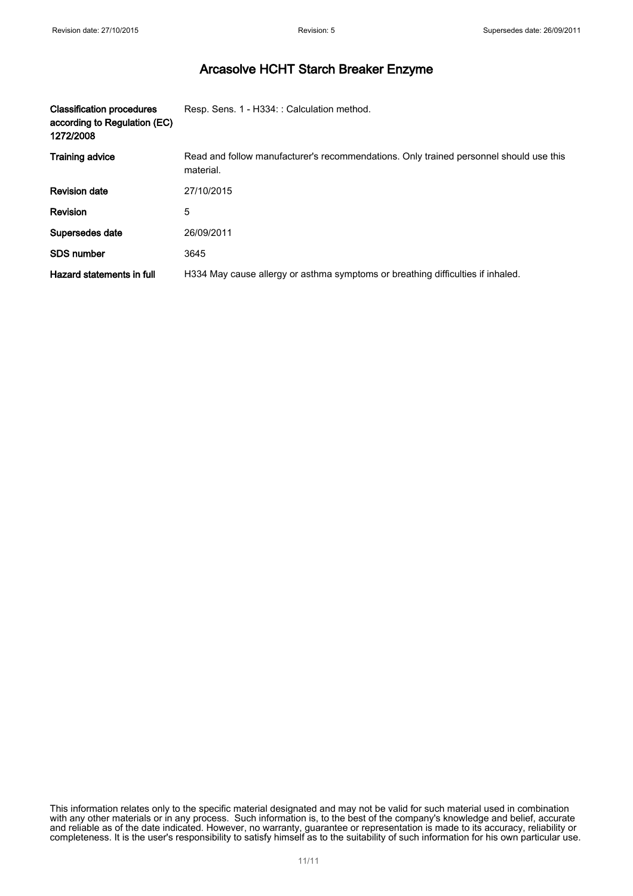# Arcasolve HCHT Starch Breaker Enzyme

| | |
|---|---|
| **Classification procedures according to Regulation (EC) 1272/2008** | Resp. Sens. 1 - H334: : Calculation method. |
| **Training advice** | Read and follow manufacturer's recommendations. Only trained personnel should use this material. |
| **Revision date** | 27/10/2015 |
| **Revision** | 5 |
| **Supersedes date** | 26/09/2011 |
| **SDS number** | 3645 |
| **Hazard statements in full** | H334 May cause allergy or asthma symptoms or breathing difficulties if inhaled. |

This information relates only to the specific material designated and may not be valid for such material used in combination with any other materials or in any process. Such information is, to the best of the company's knowledge and belief, accurate and reliable as of the date indicated. However, no warranty, guarantee or representation is made to its accuracy, reliability or completeness. It is the user's responsibility to satisfy himself as to the suitability of such information for his own particular use.